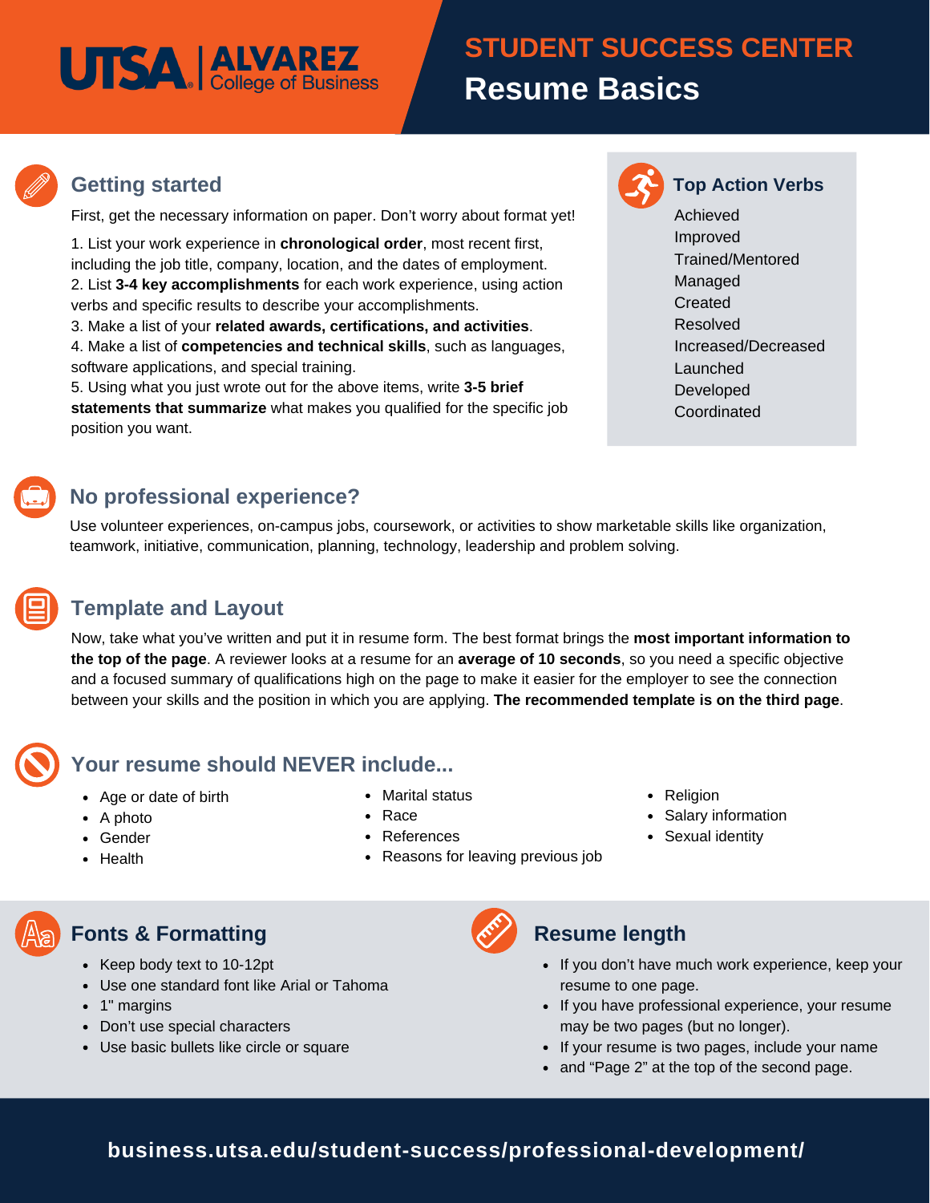UTSA | ALVAREZ College of Business

# STUDENT SUCCESS CENTER
# Resume Basics

## Getting started

First, get the necessary information on paper. Don't worry about format yet!

1. List your work experience in **chronological order**, most recent first, including the job title, company, location, and the dates of employment.
2. List **3-4 key accomplishments** for each work experience, using action verbs and specific results to describe your accomplishments.
3. Make a list of your **related awards, certifications, and activities**.
4. Make a list of **competencies and technical skills**, such as languages, software applications, and special training.
5. Using what you just wrote out for the above items, write **3-5 brief statements that summarize** what makes you qualified for the specific job position you want.

## Top Action Verbs

Achieved
Improved
Trained/Mentored
Managed
Created
Resolved
Increased/Decreased
Launched
Developed
Coordinated

## No professional experience?

Use volunteer experiences, on-campus jobs, coursework, or activities to show marketable skills like organization, teamwork, initiative, communication, planning, technology, leadership and problem solving.

## Template and Layout

Now, take what you've written and put it in resume form. The best format brings the **most important information to the top of the page**. A reviewer looks at a resume for an **average of 10 seconds**, so you need a specific objective and a focused summary of qualifications high on the page to make it easier for the employer to see the connection between your skills and the position in which you are applying. **The recommended template is on the third page**.

## Your resume should NEVER include...

- Age or date of birth
- A photo
- Gender
- Health
- Marital status
- Race
- References
- Reasons for leaving previous job
- Religion
- Salary information
- Sexual identity

## Fonts & Formatting

- Keep body text to 10-12pt
- Use one standard font like Arial or Tahoma
- 1" margins
- Don't use special characters
- Use basic bullets like circle or square

## Resume length

- If you don't have much work experience, keep your resume to one page.
- If you have professional experience, your resume may be two pages (but no longer).
- If your resume is two pages, include your name
- and "Page 2" at the top of the second page.

**business.utsa.edu/student-success/professional-development/**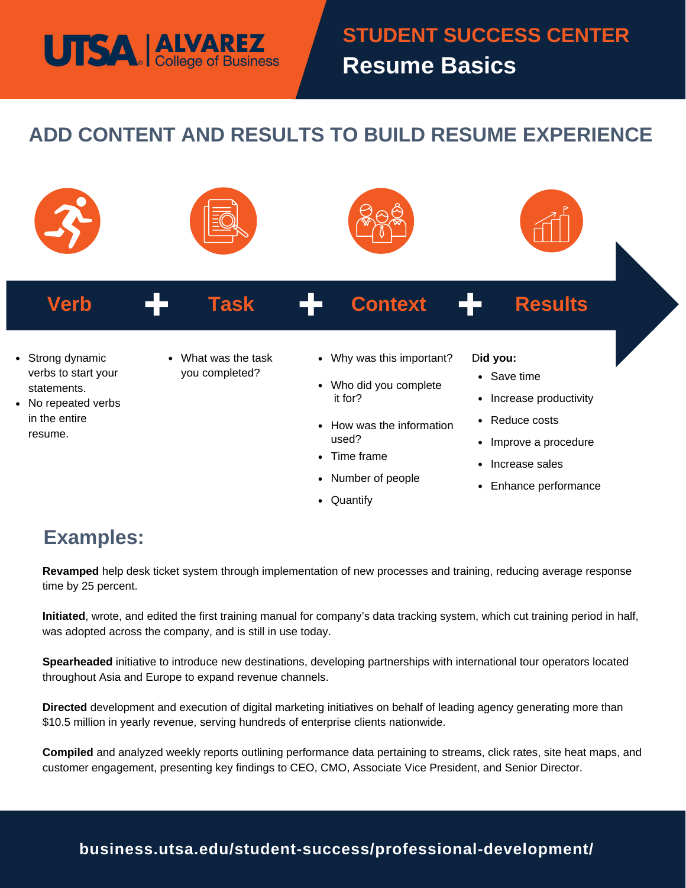# STUDENT SUCCESS CENTER
# Resume Basics

## ADD CONTENT AND RESULTS TO BUILD RESUME EXPERIENCE

**Verb + Task + Context + Results**

### Verb

- Strong dynamic verbs to start your statements.
- No repeated verbs in the entire resume.

### Task

- What was the task you completed?

### Context

- Why was this important?
- Who did you complete it for?
- How was the information used?
- Time frame
- Number of people
- Quantify

### Results

**Did you:**

- Save time
- Increase productivity
- Reduce costs
- Improve a procedure
- Increase sales
- Enhance performance

## Examples:

**Revamped** help desk ticket system through implementation of new processes and training, reducing average response time by 25 percent.

**Initiated**, wrote, and edited the first training manual for company's data tracking system, which cut training period in half, was adopted across the company, and is still in use today.

**Spearheaded** initiative to introduce new destinations, developing partnerships with international tour operators located throughout Asia and Europe to expand revenue channels.

**Directed** development and execution of digital marketing initiatives on behalf of leading agency generating more than $10.5 million in yearly revenue, serving hundreds of enterprise clients nationwide.

**Compiled** and analyzed weekly reports outlining performance data pertaining to streams, click rates, site heat maps, and customer engagement, presenting key findings to CEO, CMO, Associate Vice President, and Senior Director.

**business.utsa.edu/student-success/professional-development/**